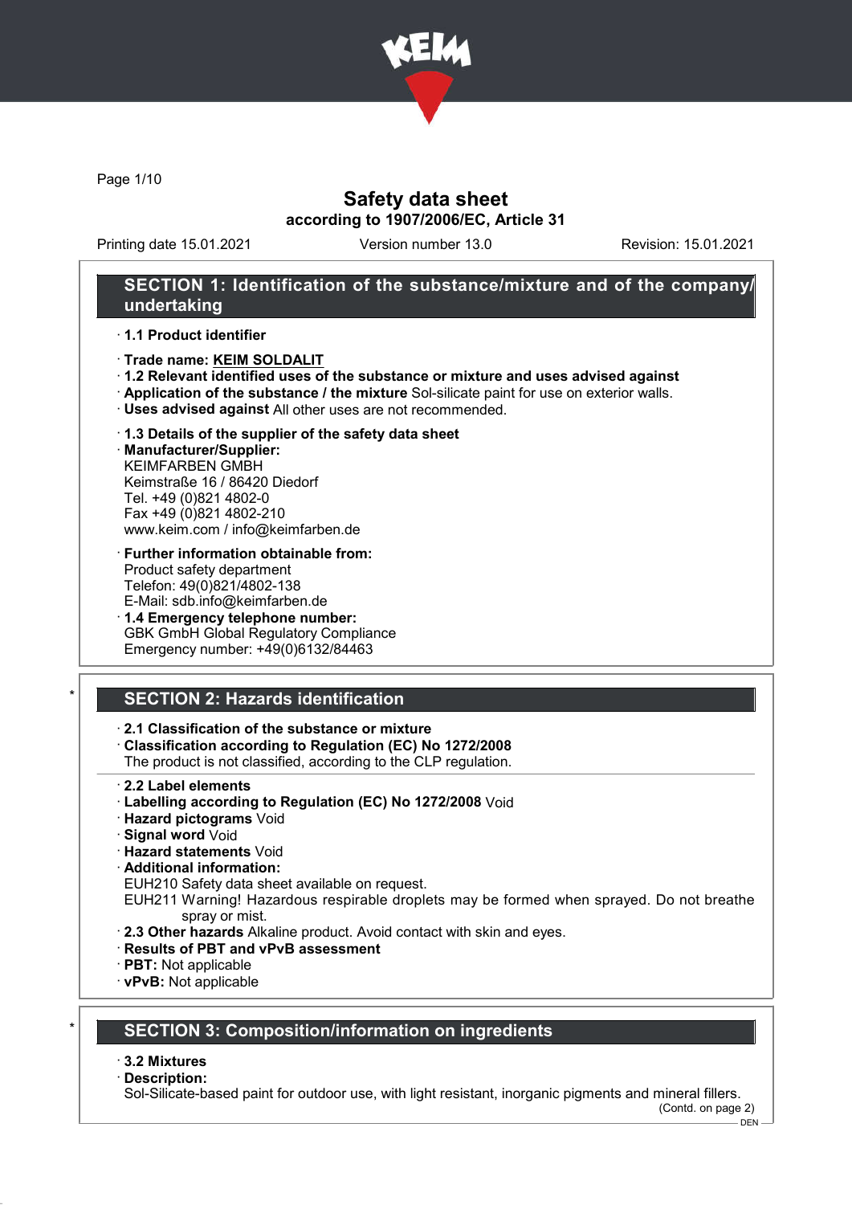# Safety data sheet
## according to 1907/2006/EC, Article 31

Printing date 15.01.2021    Version number 13.0    Revision: 15.01.2021

## SECTION 1: Identification of the substance/mixture and of the company/undertaking

· **1.1 Product identifier**

· **Trade name: KEIM SOLDALIT**
· **1.2 Relevant identified uses of the substance or mixture and uses advised against**
· **Application of the substance / the mixture** Sol-silicate paint for use on exterior walls.
· **Uses advised against** All other uses are not recommended.

· **1.3 Details of the supplier of the safety data sheet**
· **Manufacturer/Supplier:**
KEIMFARBEN GMBH
Keimstraße 16 / 86420 Diedorf
Tel. +49 (0)821 4802-0
Fax +49 (0)821 4802-210
www.keim.com / info@keimfarben.de

· **Further information obtainable from:**
Product safety department
Telefon: 49(0)821/4802-138
E-Mail: sdb.info@keimfarben.de
· **1.4 Emergency telephone number:**
GBK GmbH Global Regulatory Compliance
Emergency number: +49(0)6132/84463

## SECTION 2: Hazards identification

· **2.1 Classification of the substance or mixture**
· **Classification according to Regulation (EC) No 1272/2008**
The product is not classified, according to the CLP regulation.

· **2.2 Label elements**
· **Labelling according to Regulation (EC) No 1272/2008** Void
· **Hazard pictograms** Void
· **Signal word** Void
· **Hazard statements** Void
· **Additional information:**
EUH210 Safety data sheet available on request.
EUH211 Warning! Hazardous respirable droplets may be formed when sprayed. Do not breathe spray or mist.
· **2.3 Other hazards** Alkaline product. Avoid contact with skin and eyes.
· **Results of PBT and vPvB assessment**
· **PBT:** Not applicable
· **vPvB:** Not applicable

## SECTION 3: Composition/information on ingredients

· **3.2 Mixtures**
· **Description:**
Sol-Silicate-based paint for outdoor use, with light resistant, inorganic pigments and mineral fillers.

(Contd. on page 2)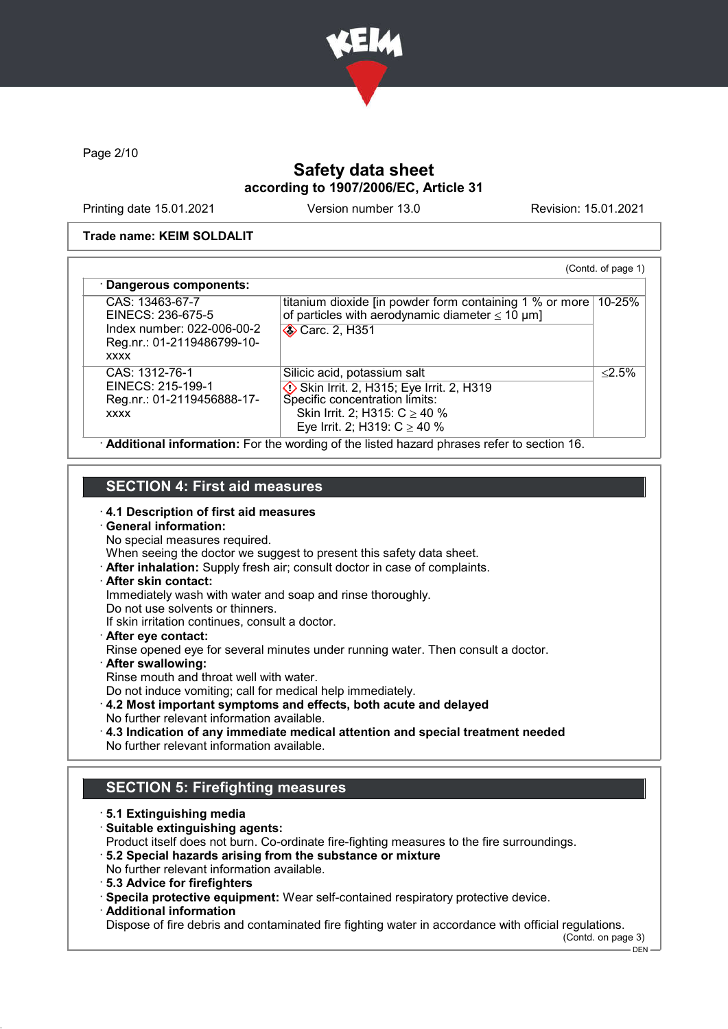Page 2/10

# Safety data sheet
## according to 1907/2006/EC, Article 31

Printing date 15.01.2021 Version number 13.0 Revision: 15.01.2021

**Trade name: KEIM SOLDALIT**

(Contd. of page 1)

· **Dangerous components:**

| | | |
|---|---|---|
| CAS: 13463-67-7<br>EINECS: 236-675-5<br>Index number: 022-006-00-2<br>Reg.nr.: 01-2119486799-10-xxxx | titanium dioxide [in powder form containing 1 % or more of particles with aerodynamic diameter ≤ 10 μm]<br>Carc. 2, H351 | 10-25% |
| CAS: 1312-76-1<br>EINECS: 215-199-1<br>Reg.nr.: 01-2119456888-17-xxxx | Silicic acid, potassium salt<br>Skin Irrit. 2, H315; Eye Irrit. 2, H319<br>Specific concentration limits:<br>Skin Irrit. 2; H315: C ≥ 40 %<br>Eye Irrit. 2; H319: C ≥ 40 % | ≤2.5% |

· **Additional information:** For the wording of the listed hazard phrases refer to section 16.

## SECTION 4: First aid measures

· **4.1 Description of first aid measures**
· **General information:**
No special measures required.
When seeing the doctor we suggest to present this safety data sheet.
· **After inhalation:** Supply fresh air; consult doctor in case of complaints.
· **After skin contact:**
Immediately wash with water and soap and rinse thoroughly.
Do not use solvents or thinners.
If skin irritation continues, consult a doctor.
· **After eye contact:**
Rinse opened eye for several minutes under running water. Then consult a doctor.
· **After swallowing:**
Rinse mouth and throat well with water.
Do not induce vomiting; call for medical help immediately.
· **4.2 Most important symptoms and effects, both acute and delayed**
No further relevant information available.
· **4.3 Indication of any immediate medical attention and special treatment needed**
No further relevant information available.

## SECTION 5: Firefighting measures

· **5.1 Extinguishing media**
· **Suitable extinguishing agents:**
Product itself does not burn. Co-ordinate fire-fighting measures to the fire surroundings.
· **5.2 Special hazards arising from the substance or mixture**
No further relevant information available.
· **5.3 Advice for firefighters**
· **Specila protective equipment:** Wear self-contained respiratory protective device.
· **Additional information**
Dispose of fire debris and contaminated fire fighting water in accordance with official regulations.

(Contd. on page 3)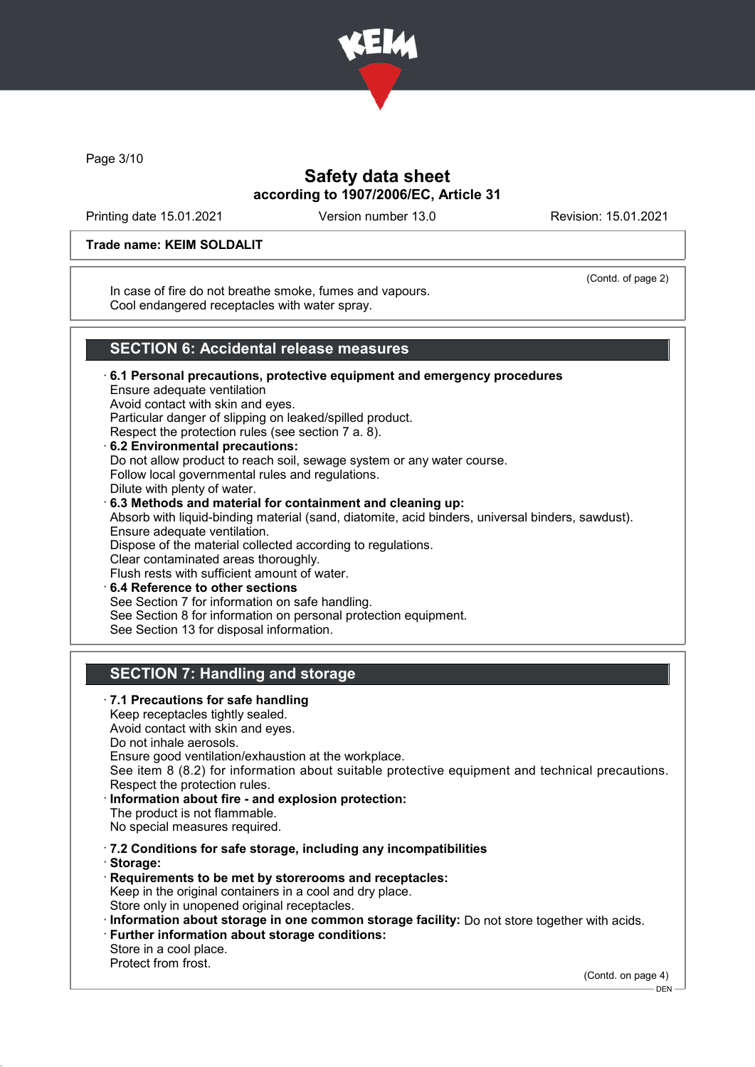**Trade name: KEIM SOLDALIT**

(Contd. of page 2)

In case of fire do not breathe smoke, fumes and vapours.
Cool endangered receptacles with water spray.

## SECTION 6: Accidental release measures

· **6.1 Personal precautions, protective equipment and emergency procedures**
Ensure adequate ventilation
Avoid contact with skin and eyes.
Particular danger of slipping on leaked/spilled product.
Respect the protection rules (see section 7 a. 8).

· **6.2 Environmental precautions:**
Do not allow product to reach soil, sewage system or any water course.
Follow local governmental rules and regulations.
Dilute with plenty of water.

· **6.3 Methods and material for containment and cleaning up:**
Absorb with liquid-binding material (sand, diatomite, acid binders, universal binders, sawdust).
Ensure adequate ventilation.
Dispose of the material collected according to regulations.
Clear contaminated areas thoroughly.
Flush rests with sufficient amount of water.

· **6.4 Reference to other sections**
See Section 7 for information on safe handling.
See Section 8 for information on personal protection equipment.
See Section 13 for disposal information.

## SECTION 7: Handling and storage

· **7.1 Precautions for safe handling**
Keep receptacles tightly sealed.
Avoid contact with skin and eyes.
Do not inhale aerosols.
Ensure good ventilation/exhaustion at the workplace.
See item 8 (8.2) for information about suitable protective equipment and technical precautions.
Respect the protection rules.

· **Information about fire - and explosion protection:**
The product is not flammable.
No special measures required.

· **7.2 Conditions for safe storage, including any incompatibilities**
· **Storage:**
· **Requirements to be met by storerooms and receptacles:**
Keep in the original containers in a cool and dry place.
Store only in unopened original receptacles.
· **Information about storage in one common storage facility:** Do not store together with acids.
· **Further information about storage conditions:**
Store in a cool place.
Protect from frost.

(Contd. on page 4)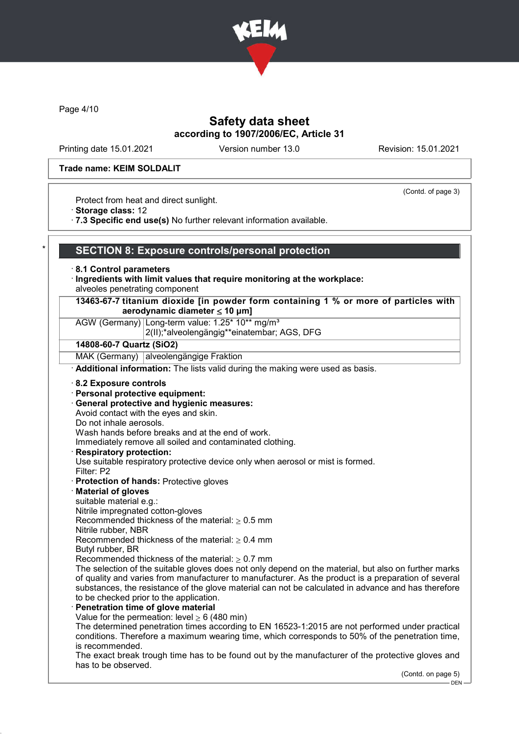Trade name: KEIM SOLDALIT

(Contd. of page 3)

Protect from heat and direct sunlight.
· **Storage class:** 12
· **7.3 Specific end use(s)** No further relevant information available.

## SECTION 8: Exposure controls/personal protection

· **8.1 Control parameters**
· **Ingredients with limit values that require monitoring at the workplace:**
alveoles penetrating component

| **13463-67-7 titanium dioxide [in powder form containing 1 % or more of particles with aerodynamic diameter ≤ 10 μm]** | |
|---|---|
| AGW (Germany) | Long-term value: 1.25* 10** mg/m³<br>2(II);*alveolengängig**einatembar; AGS, DFG |
| **14808-60-7 Quartz ($SiO_2$)** | |
| MAK (Germany) | alveolengängige Fraktion |

· **Additional information:** The lists valid during the making were used as basis.

· **8.2 Exposure controls**
· **Personal protective equipment:**
· **General protective and hygienic measures:**
Avoid contact with the eyes and skin.
Do not inhale aerosols.
Wash hands before breaks and at the end of work.
Immediately remove all soiled and contaminated clothing.
· **Respiratory protection:**
Use suitable respiratory protective device only when aerosol or mist is formed.
Filter: P2
· **Protection of hands:** Protective gloves
· **Material of gloves**
suitable material e.g.:
Nitrile impregnated cotton-gloves
Recommended thickness of the material: ≥ 0.5 mm
Nitrile rubber, NBR
Recommended thickness of the material: ≥ 0.4 mm
Butyl rubber, BR
Recommended thickness of the material: ≥ 0.7 mm
The selection of the suitable gloves does not only depend on the material, but also on further marks of quality and varies from manufacturer to manufacturer. As the product is a preparation of several substances, the resistance of the glove material can not be calculated in advance and has therefore to be checked prior to the application.
· **Penetration time of glove material**
Value for the permeation: level ≥ 6 (480 min)
The determined penetration times according to EN 16523-1:2015 are not performed under practical conditions. Therefore a maximum wearing time, which corresponds to 50% of the penetration time, is recommended.
The exact break trough time has to be found out by the manufacturer of the protective gloves and has to be observed.

(Contd. on page 5)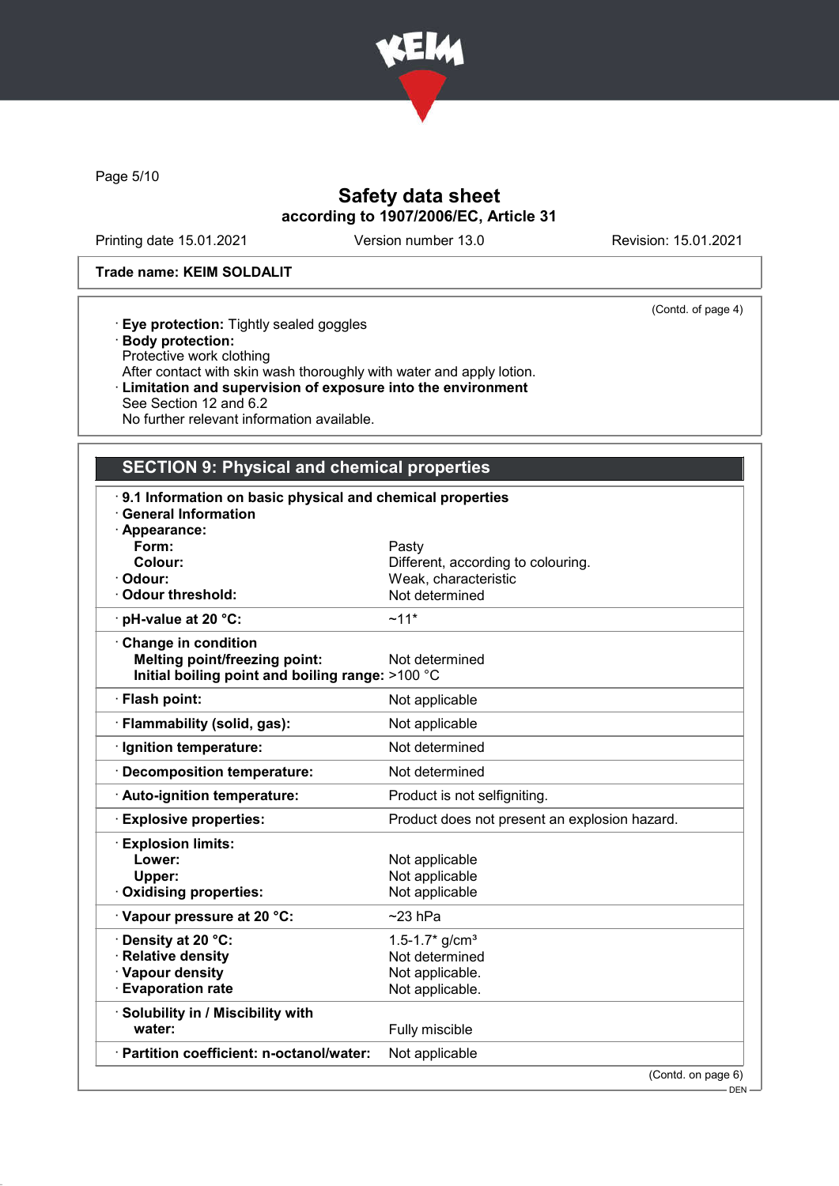Trade name: KEIM SOLDALIT

(Contd. of page 4)

- **Eye protection:** Tightly sealed goggles
- **Body protection:**
  Protective work clothing
  After contact with skin wash thoroughly with water and apply lotion.
- **Limitation and supervision of exposure into the environment**
  See Section 12 and 6.2
  No further relevant information available.

## SECTION 9: Physical and chemical properties

| | |
|---|---|
| · **9.1 Information on basic physical and chemical properties** | |
| · **General Information** | |
| · **Appearance:** | |
| **Form:** | Pasty |
| **Colour:** | Different, according to colouring. |
| · **Odour:** | Weak, characteristic |
| · **Odour threshold:** | Not determined |
| · **pH-value at 20 °C:** | ~11* |
| · **Change in condition** | |
| **Melting point/freezing point:** | Not determined |
| **Initial boiling point and boiling range:** | >100 °C |
| · **Flash point:** | Not applicable |
| · **Flammability (solid, gas):** | Not applicable |
| · **Ignition temperature:** | Not determined |
| · **Decomposition temperature:** | Not determined |
| · **Auto-ignition temperature:** | Product is not selfigniting. |
| · **Explosive properties:** | Product does not present an explosion hazard. |
| · **Explosion limits:** | |
| **Lower:** | Not applicable |
| **Upper:** | Not applicable |
| · **Oxidising properties:** | Not applicable |
| · **Vapour pressure at 20 °C:** | ~23 hPa |
| · **Density at 20 °C:** | 1.5-1.7* g/cm³ |
| · **Relative density** | Not determined |
| · **Vapour density** | Not applicable. |
| · **Evaporation rate** | Not applicable. |
| · **Solubility in / Miscibility with** | |
| **water:** | Fully miscible |
| · **Partition coefficient: n-octanol/water:** | Not applicable |

(Contd. on page 6)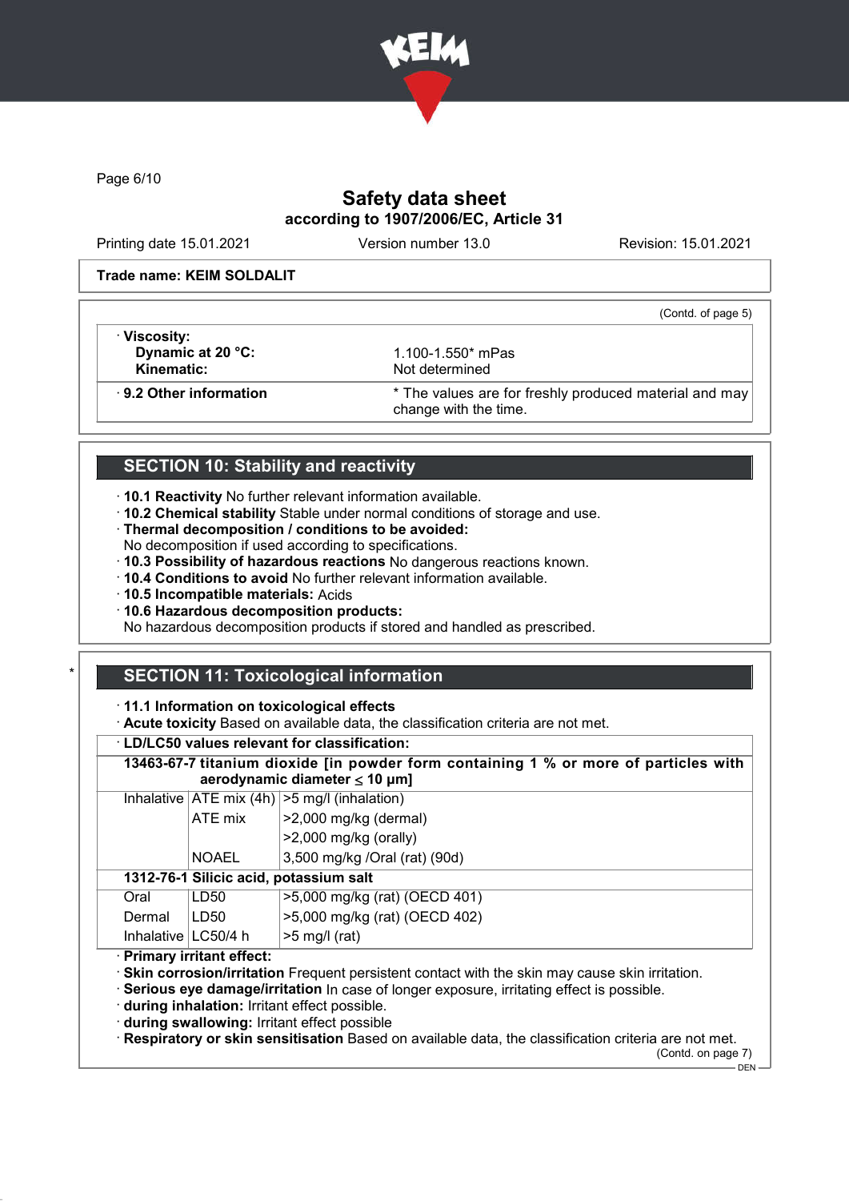Trade name: KEIM SOLDALIT

(Contd. of page 5)

| · **Viscosity:** | |
|---|---|
| **Dynamic at 20 °C:** | 1.100-1.550* mPas |
| **Kinematic:** | Not determined |
| · **9.2 Other information** | * The values are for freshly produced material and may change with the time. |

## SECTION 10: Stability and reactivity

· **10.1 Reactivity** No further relevant information available.
· **10.2 Chemical stability** Stable under normal conditions of storage and use.
· **Thermal decomposition / conditions to be avoided:**
No decomposition if used according to specifications.
· **10.3 Possibility of hazardous reactions** No dangerous reactions known.
· **10.4 Conditions to avoid** No further relevant information available.
· **10.5 Incompatible materials:** Acids
· **10.6 Hazardous decomposition products:**
No hazardous decomposition products if stored and handled as prescribed.

## SECTION 11: Toxicological information

· **11.1 Information on toxicological effects**
· **Acute toxicity** Based on available data, the classification criteria are not met.

· **LD/LC50 values relevant for classification:**

| | | |
|---|---|---|
| **13463-67-7 titanium dioxide [in powder form containing 1 % or more of particles with aerodynamic diameter ≤ 10 μm]** | | |
| Inhalative | ATE mix (4h) | >5 mg/l (inhalation) |
| | ATE mix | >2,000 mg/kg (dermal) |
| | | >2,000 mg/kg (orally) |
| | NOAEL | 3,500 mg/kg /Oral (rat) (90d) |
| **1312-76-1 Silicic acid, potassium salt** | | |
| Oral | LD50 | >5,000 mg/kg (rat) (OECD 401) |
| Dermal | LD50 | >5,000 mg/kg (rat) (OECD 402) |
| Inhalative | LC50/4 h | >5 mg/l (rat) |

· **Primary irritant effect:**
· **Skin corrosion/irritation** Frequent persistent contact with the skin may cause skin irritation.
· **Serious eye damage/irritation** In case of longer exposure, irritating effect is possible.
· **during inhalation:** Irritant effect possible.
· **during swallowing:** Irritant effect possible
· **Respiratory or skin sensitisation** Based on available data, the classification criteria are not met.

(Contd. on page 7)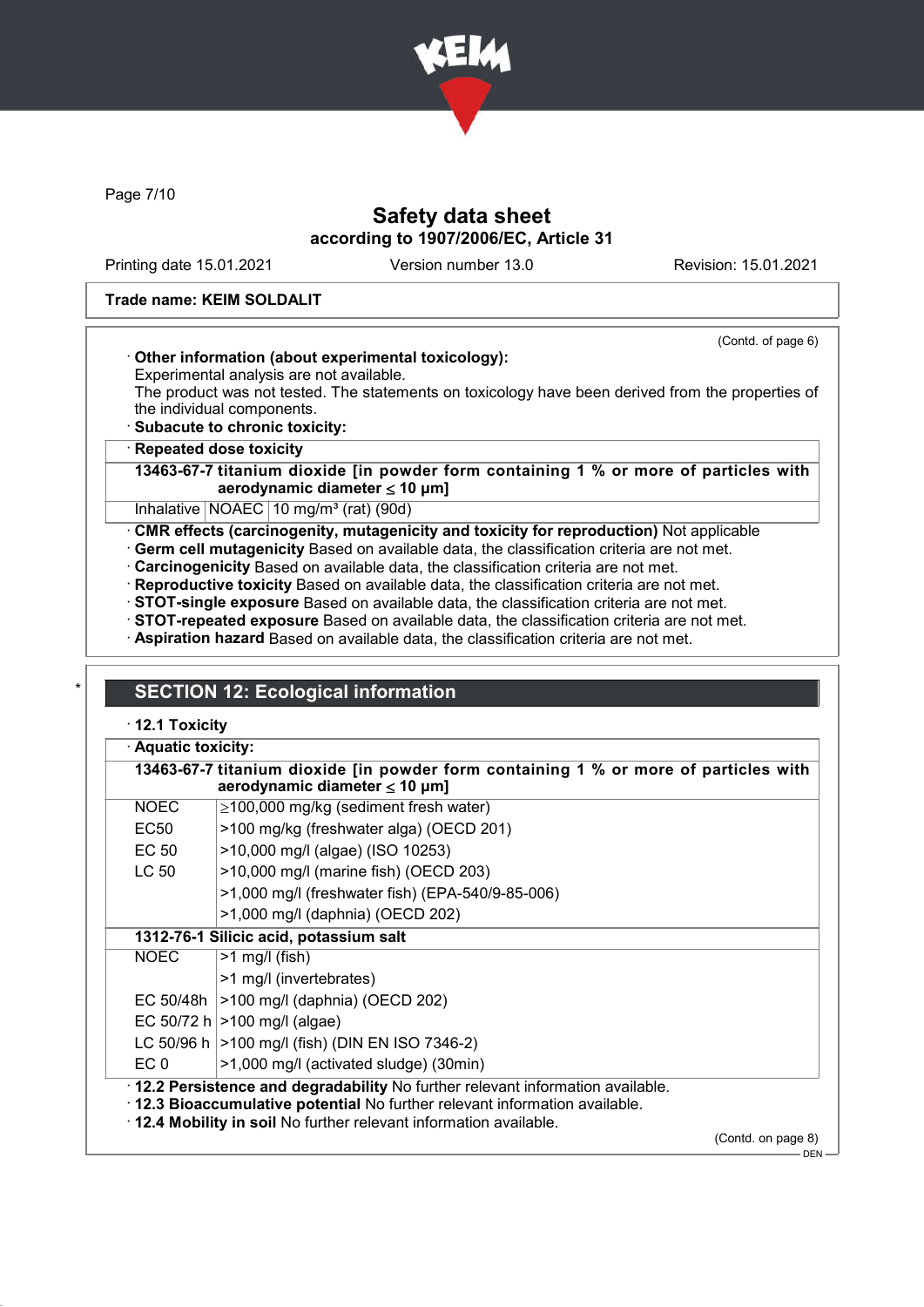# Safety data sheet
## according to 1907/2006/EC, Article 31

Printing date 15.01.2021 | Version number 13.0 | Revision: 15.01.2021

**Trade name: KEIM SOLDALIT**

(Contd. of page 6)

· **Other information (about experimental toxicology):**
Experimental analysis are not available.
The product was not tested. The statements on toxicology have been derived from the properties of the individual components.
· **Subacute to chronic toxicity:**

| · Repeated dose toxicity | | |
|---|---|---|
| **13463-67-7 titanium dioxide [in powder form containing 1 % or more of particles with aerodynamic diameter ≤ 10 μm]** | | |
| Inhalative | NOAEC | 10 mg/m³ (rat) (90d) |

· **CMR effects (carcinogenity, mutagenicity and toxicity for reproduction)** Not applicable
· **Germ cell mutagenicity** Based on available data, the classification criteria are not met.
· **Carcinogenicity** Based on available data, the classification criteria are not met.
· **Reproductive toxicity** Based on available data, the classification criteria are not met.
· **STOT-single exposure** Based on available data, the classification criteria are not met.
· **STOT-repeated exposure** Based on available data, the classification criteria are not met.
· **Aspiration hazard** Based on available data, the classification criteria are not met.

\*

## SECTION 12: Ecological information

· **12.1 Toxicity**

| · Aquatic toxicity: | |
|---|---|
| **13463-67-7 titanium dioxide [in powder form containing 1 % or more of particles with aerodynamic diameter ≤ 10 μm]** | |
| NOEC | ≥100,000 mg/kg (sediment fresh water) |
| EC50 | >100 mg/kg (freshwater alga) (OECD 201) |
| EC 50 | >10,000 mg/l (algae) (ISO 10253) |
| LC 50 | >10,000 mg/l (marine fish) (OECD 203) |
| | >1,000 mg/l (freshwater fish) (EPA-540/9-85-006) |
| | >1,000 mg/l (daphnia) (OECD 202) |
| **1312-76-1 Silicic acid, potassium salt** | |
| NOEC | >1 mg/l (fish) |
| | >1 mg/l (invertebrates) |
| EC 50/48h | >100 mg/l (daphnia) (OECD 202) |
| EC 50/72 h | >100 mg/l (algae) |
| LC 50/96 h | >100 mg/l (fish) (DIN EN ISO 7346-2) |
| EC 0 | >1,000 mg/l (activated sludge) (30min) |

· **12.2 Persistence and degradability** No further relevant information available.
· **12.3 Bioaccumulative potential** No further relevant information available.
· **12.4 Mobility in soil** No further relevant information available.

(Contd. on page 8)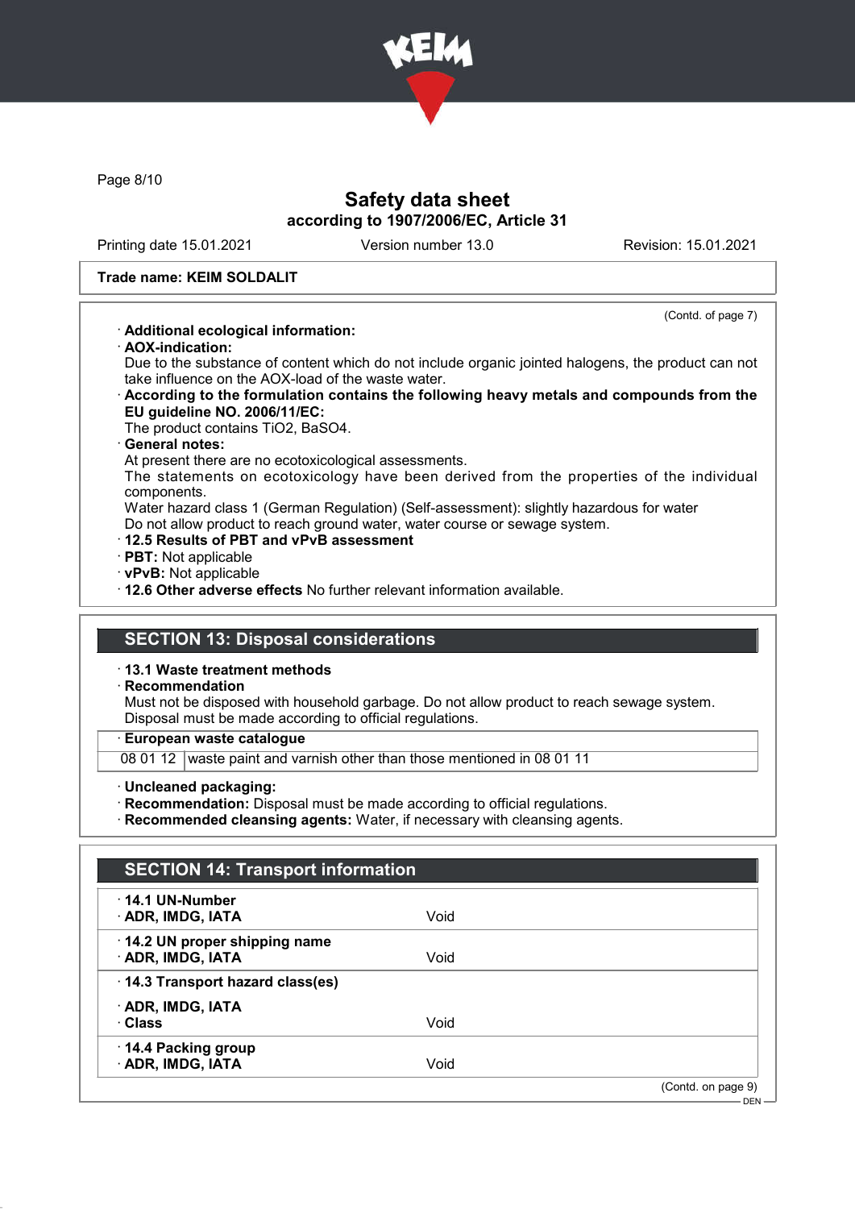Trade name: KEIM SOLDALIT

(Contd. of page 7)

· **Additional ecological information:**
· **AOX-indication:**
Due to the substance of content which do not include organic jointed halogens, the product can not take influence on the AOX-load of the waste water.
· **According to the formulation contains the following heavy metals and compounds from the EU guideline NO. 2006/11/EC:**
The product contains $TiO_2$, $BaSO_4$.
· **General notes:**
At present there are no ecotoxicological assessments.
The statements on ecotoxicology have been derived from the properties of the individual components.
Water hazard class 1 (German Regulation) (Self-assessment): slightly hazardous for water
Do not allow product to reach ground water, water course or sewage system.
· **12.5 Results of PBT and vPvB assessment**
· **PBT:** Not applicable
· **vPvB:** Not applicable
· **12.6 Other adverse effects** No further relevant information available.

## SECTION 13: Disposal considerations

· **13.1 Waste treatment methods**
· **Recommendation**
Must not be disposed with household garbage. Do not allow product to reach sewage system.
Disposal must be made according to official regulations.

· **European waste catalogue**

| | |
|---|---|
| 08 01 12 | waste paint and varnish other than those mentioned in 08 01 11 |

· **Uncleaned packaging:**
· **Recommendation:** Disposal must be made according to official regulations.
· **Recommended cleansing agents:** Water, if necessary with cleansing agents.

## SECTION 14: Transport information

· **14.1 UN-Number**
· **ADR, IMDG, IATA** Void

· **14.2 UN proper shipping name**
· **ADR, IMDG, IATA** Void

· **14.3 Transport hazard class(es)**

· **ADR, IMDG, IATA**
· **Class** Void

· **14.4 Packing group**
· **ADR, IMDG, IATA** Void

(Contd. on page 9)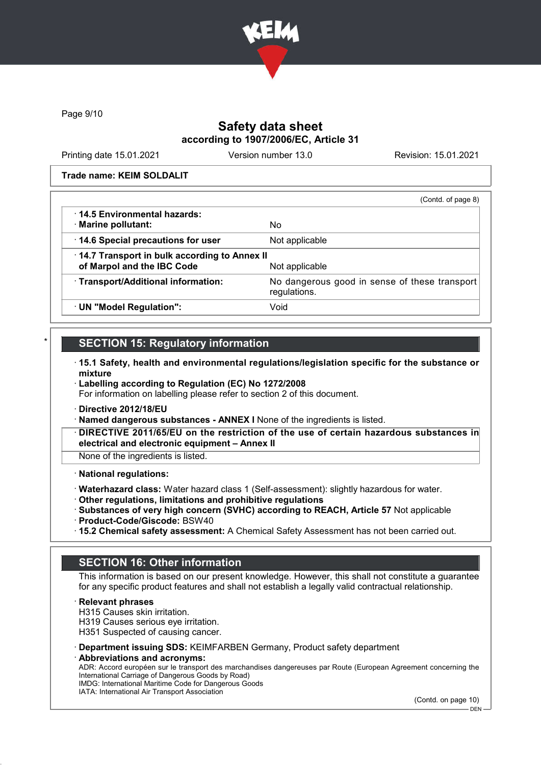Trade name: KEIM SOLDALIT

(Contd. of page 8)

| | |
|---|---|
| · 14.5 Environmental hazards: · Marine pollutant: | No |
| · 14.6 Special precautions for user | Not applicable |
| · 14.7 Transport in bulk according to Annex II of Marpol and the IBC Code | Not applicable |
| · Transport/Additional information: | No dangerous good in sense of these transport regulations. |
| · UN "Model Regulation": | Void |

## SECTION 15: Regulatory information

· **15.1 Safety, health and environmental regulations/legislation specific for the substance or mixture**

· **Labelling according to Regulation (EC) No 1272/2008**
For information on labelling please refer to section 2 of this document.

· **Directive 2012/18/EU**

· **Named dangerous substances - ANNEX I** None of the ingredients is listed.

· **DIRECTIVE 2011/65/EU on the restriction of the use of certain hazardous substances in electrical and electronic equipment – Annex II**
None of the ingredients is listed.

· **National regulations:**

· **Waterhazard class:** Water hazard class 1 (Self-assessment): slightly hazardous for water.

· **Other regulations, limitations and prohibitive regulations**

· **Substances of very high concern (SVHC) according to REACH, Article 57** Not applicable

· **Product-Code/Giscode:** BSW40

· **15.2 Chemical safety assessment:** A Chemical Safety Assessment has not been carried out.

## SECTION 16: Other information

This information is based on our present knowledge. However, this shall not constitute a guarantee for any specific product features and shall not establish a legally valid contractual relationship.

· **Relevant phrases**
H315 Causes skin irritation.
H319 Causes serious eye irritation.
H351 Suspected of causing cancer.

· **Department issuing SDS:** KEIMFARBEN Germany, Product safety department

· **Abbreviations and acronyms:**
ADR: Accord européen sur le transport des marchandises dangereuses par Route (European Agreement concerning the International Carriage of Dangerous Goods by Road)
IMDG: International Maritime Code for Dangerous Goods
IATA: International Air Transport Association

(Contd. on page 10)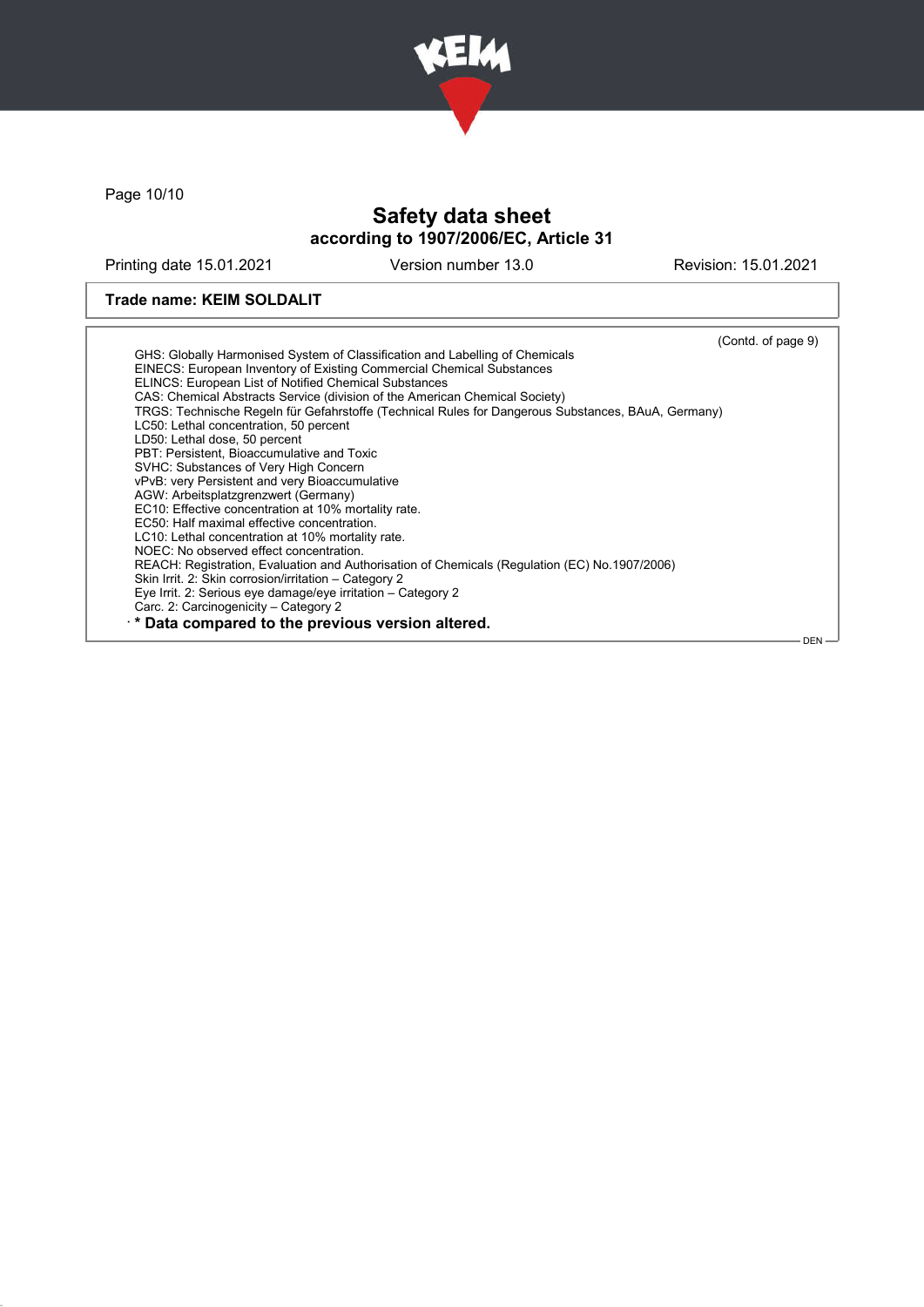Trade name: KEIM SOLDALIT

(Contd. of page 9)

GHS: Globally Harmonised System of Classification and Labelling of Chemicals
EINECS: European Inventory of Existing Commercial Chemical Substances
ELINCS: European List of Notified Chemical Substances
CAS: Chemical Abstracts Service (division of the American Chemical Society)
TRGS: Technische Regeln für Gefahrstoffe (Technical Rules for Dangerous Substances, BAuA, Germany)
LC50: Lethal concentration, 50 percent
LD50: Lethal dose, 50 percent
PBT: Persistent, Bioaccumulative and Toxic
SVHC: Substances of Very High Concern
vPvB: very Persistent and very Bioaccumulative
AGW: Arbeitsplatzgrenzwert (Germany)
EC10: Effective concentration at 10% mortality rate.
EC50: Half maximal effective concentration.
LC10: Lethal concentration at 10% mortality rate.
NOEC: No observed effect concentration.
REACH: Registration, Evaluation and Authorisation of Chemicals (Regulation (EC) No.1907/2006)
Skin Irrit. 2: Skin corrosion/irritation – Category 2
Eye Irrit. 2: Serious eye damage/eye irritation – Category 2
Carc. 2: Carcinogenicity – Category 2

· **\* Data compared to the previous version altered.**

DEN